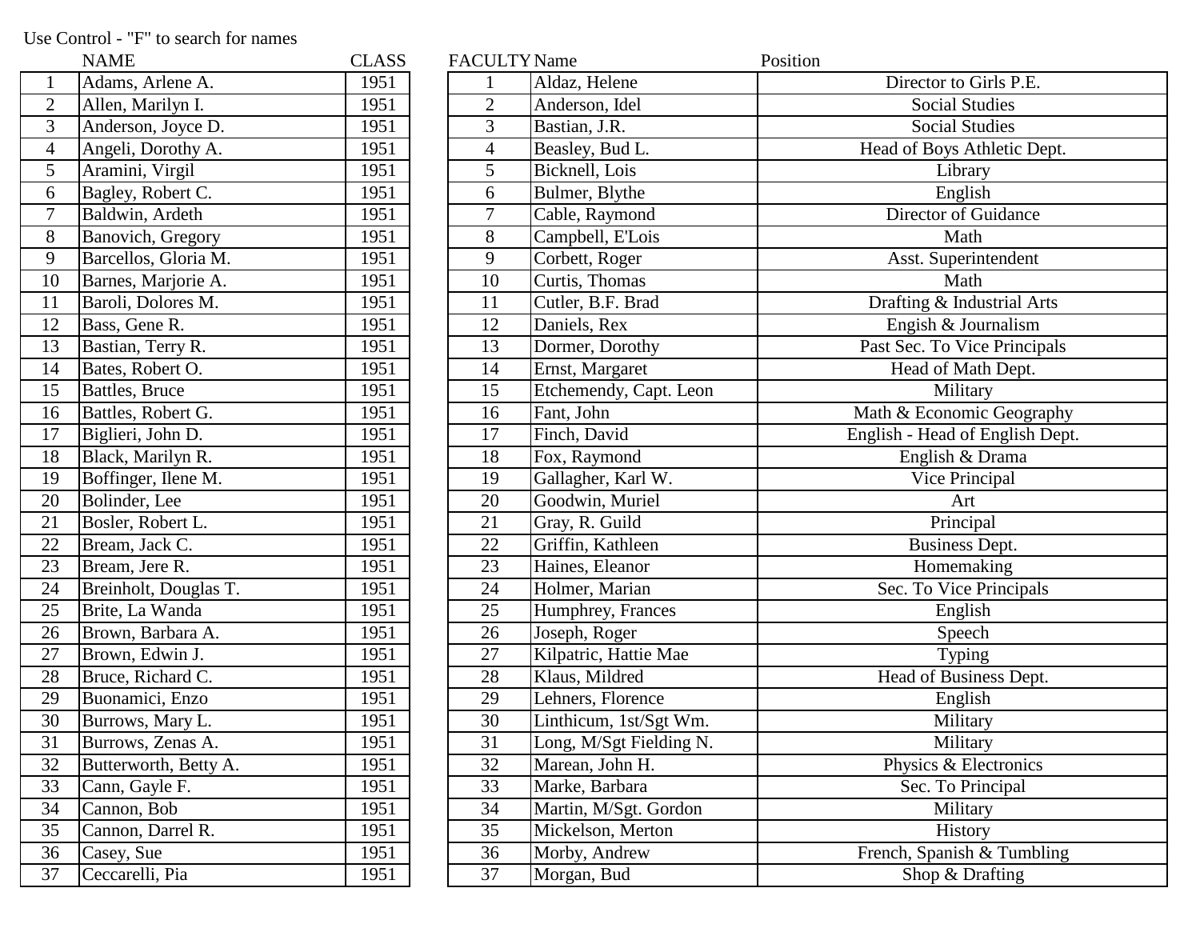Use Control - "F" to search for names

| | NAME | CLASS |
|---|---|---|
| 1 | Adams, Arlene A. | 1951 |
| 2 | Allen, Marilyn I. | 1951 |
| 3 | Anderson, Joyce D. | 1951 |
| 4 | Angeli, Dorothy A. | 1951 |
| 5 | Aramini, Virgil | 1951 |
| 6 | Bagley, Robert C. | 1951 |
| 7 | Baldwin, Ardeth | 1951 |
| 8 | Banovich, Gregory | 1951 |
| 9 | Barcellos, Gloria M. | 1951 |
| 10 | Barnes, Marjorie A. | 1951 |
| 11 | Baroli, Dolores M. | 1951 |
| 12 | Bass, Gene R. | 1951 |
| 13 | Bastian, Terry R. | 1951 |
| 14 | Bates, Robert O. | 1951 |
| 15 | Battles, Bruce | 1951 |
| 16 | Battles, Robert G. | 1951 |
| 17 | Biglieri, John D. | 1951 |
| 18 | Black, Marilyn R. | 1951 |
| 19 | Boffinger, Ilene M. | 1951 |
| 20 | Bolinder, Lee | 1951 |
| 21 | Bosler, Robert L. | 1951 |
| 22 | Bream, Jack C. | 1951 |
| 23 | Bream, Jere R. | 1951 |
| 24 | Breinholt, Douglas T. | 1951 |
| 25 | Brite, La Wanda | 1951 |
| 26 | Brown, Barbara A. | 1951 |
| 27 | Brown, Edwin J. | 1951 |
| 28 | Bruce, Richard C. | 1951 |
| 29 | Buonamici, Enzo | 1951 |
| 30 | Burrows, Mary L. | 1951 |
| 31 | Burrows, Zenas A. | 1951 |
| 32 | Butterworth, Betty A. | 1951 |
| 33 | Cann, Gayle F. | 1951 |
| 34 | Cannon, Bob | 1951 |
| 35 | Cannon, Darrel R. | 1951 |
| 36 | Casey, Sue | 1951 |
| 37 | Ceccarelli, Pia | 1951 |

| FACULTY | Name | Position |
|---|---|---|
| 1 | Aldaz, Helene | Director to Girls P.E. |
| 2 | Anderson, Idel | Social Studies |
| 3 | Bastian, J.R. | Social Studies |
| 4 | Beasley, Bud L. | Head of Boys Athletic Dept. |
| 5 | Bicknell, Lois | Library |
| 6 | Bulmer, Blythe | English |
| 7 | Cable, Raymond | Director of Guidance |
| 8 | Campbell, E'Lois | Math |
| 9 | Corbett, Roger | Asst. Superintendent |
| 10 | Curtis, Thomas | Math |
| 11 | Cutler, B.F. Brad | Drafting & Industrial Arts |
| 12 | Daniels, Rex | Engish & Journalism |
| 13 | Dormer, Dorothy | Past Sec. To Vice Principals |
| 14 | Ernst, Margaret | Head of Math Dept. |
| 15 | Etchemendy, Capt. Leon | Military |
| 16 | Fant, John | Math & Economic Geography |
| 17 | Finch, David | English - Head of English Dept. |
| 18 | Fox, Raymond | English & Drama |
| 19 | Gallagher, Karl W. | Vice Principal |
| 20 | Goodwin, Muriel | Art |
| 21 | Gray, R. Guild | Principal |
| 22 | Griffin, Kathleen | Business Dept. |
| 23 | Haines, Eleanor | Homemaking |
| 24 | Holmer, Marian | Sec. To Vice Principals |
| 25 | Humphrey, Frances | English |
| 26 | Joseph, Roger | Speech |
| 27 | Kilpatric, Hattie Mae | Typing |
| 28 | Klaus, Mildred | Head of Business Dept. |
| 29 | Lehners, Florence | English |
| 30 | Linthicum, 1st/Sgt Wm. | Military |
| 31 | Long, M/Sgt Fielding N. | Military |
| 32 | Marean, John H. | Physics & Electronics |
| 33 | Marke, Barbara | Sec. To Principal |
| 34 | Martin, M/Sgt. Gordon | Military |
| 35 | Mickelson, Merton | History |
| 36 | Morby, Andrew | French, Spanish & Tumbling |
| 37 | Morgan, Bud | Shop & Drafting |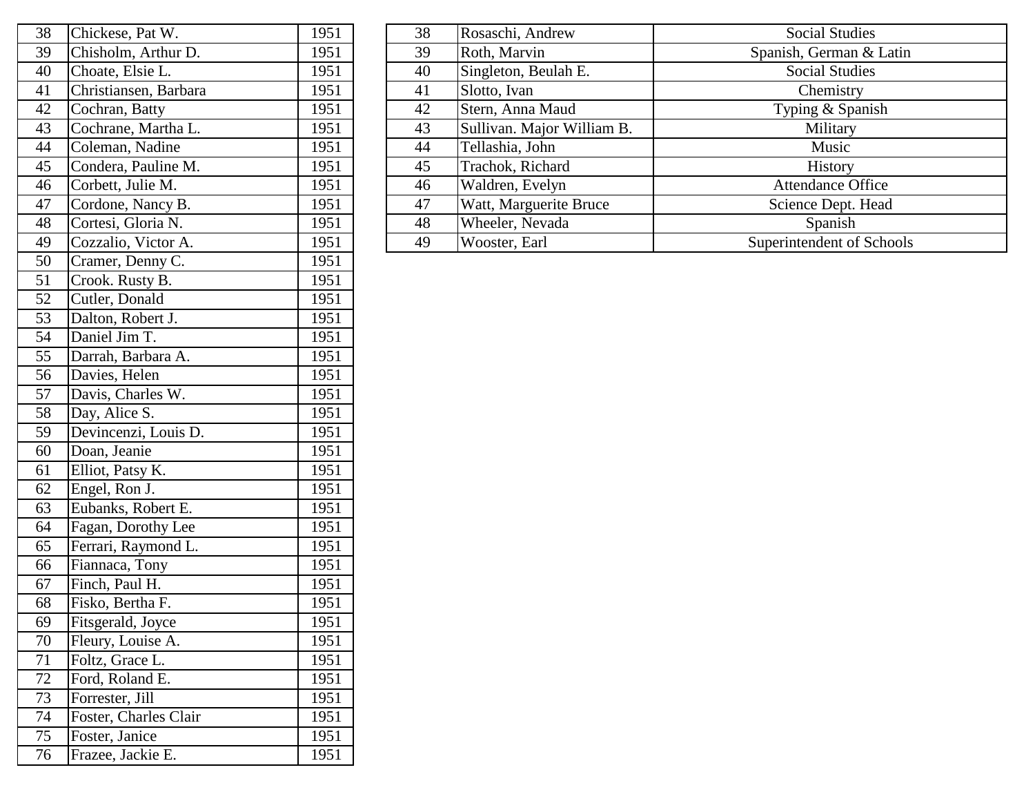| | | |
|---|---|---|
| 38 | Chickese, Pat W. | 1951 |
| 39 | Chisholm, Arthur D. | 1951 |
| 40 | Choate, Elsie L. | 1951 |
| 41 | Christiansen, Barbara | 1951 |
| 42 | Cochran, Batty | 1951 |
| 43 | Cochrane, Martha L. | 1951 |
| 44 | Coleman, Nadine | 1951 |
| 45 | Condera, Pauline M. | 1951 |
| 46 | Corbett, Julie M. | 1951 |
| 47 | Cordone, Nancy B. | 1951 |
| 48 | Cortesi, Gloria N. | 1951 |
| 49 | Cozzalio, Victor A. | 1951 |
| 50 | Cramer, Denny C. | 1951 |
| 51 | Crook. Rusty B. | 1951 |
| 52 | Cutler, Donald | 1951 |
| 53 | Dalton, Robert J. | 1951 |
| 54 | Daniel Jim T. | 1951 |
| 55 | Darrah, Barbara A. | 1951 |
| 56 | Davies, Helen | 1951 |
| 57 | Davis, Charles W. | 1951 |
| 58 | Day, Alice S. | 1951 |
| 59 | Devincenzi, Louis D. | 1951 |
| 60 | Doan, Jeanie | 1951 |
| 61 | Elliot, Patsy K. | 1951 |
| 62 | Engel, Ron J. | 1951 |
| 63 | Eubanks, Robert E. | 1951 |
| 64 | Fagan, Dorothy Lee | 1951 |
| 65 | Ferrari, Raymond L. | 1951 |
| 66 | Fiannaca, Tony | 1951 |
| 67 | Finch, Paul H. | 1951 |
| 68 | Fisko, Bertha F. | 1951 |
| 69 | Fitsgerald, Joyce | 1951 |
| 70 | Fleury, Louise A. | 1951 |
| 71 | Foltz, Grace L. | 1951 |
| 72 | Ford, Roland E. | 1951 |
| 73 | Forrester, Jill | 1951 |
| 74 | Foster, Charles Clair | 1951 |
| 75 | Foster, Janice | 1951 |
| 76 | Frazee, Jackie E. | 1951 |

| | | |
|---|---|---|
| 38 | Rosaschi, Andrew | Social Studies |
| 39 | Roth, Marvin | Spanish, German & Latin |
| 40 | Singleton, Beulah E. | Social Studies |
| 41 | Slotto, Ivan | Chemistry |
| 42 | Stern, Anna Maud | Typing & Spanish |
| 43 | Sullivan. Major William B. | Military |
| 44 | Tellashia, John | Music |
| 45 | Trachok, Richard | History |
| 46 | Waldren, Evelyn | Attendance Office |
| 47 | Watt, Marguerite Bruce | Science Dept. Head |
| 48 | Wheeler, Nevada | Spanish |
| 49 | Wooster, Earl | Superintendent of Schools |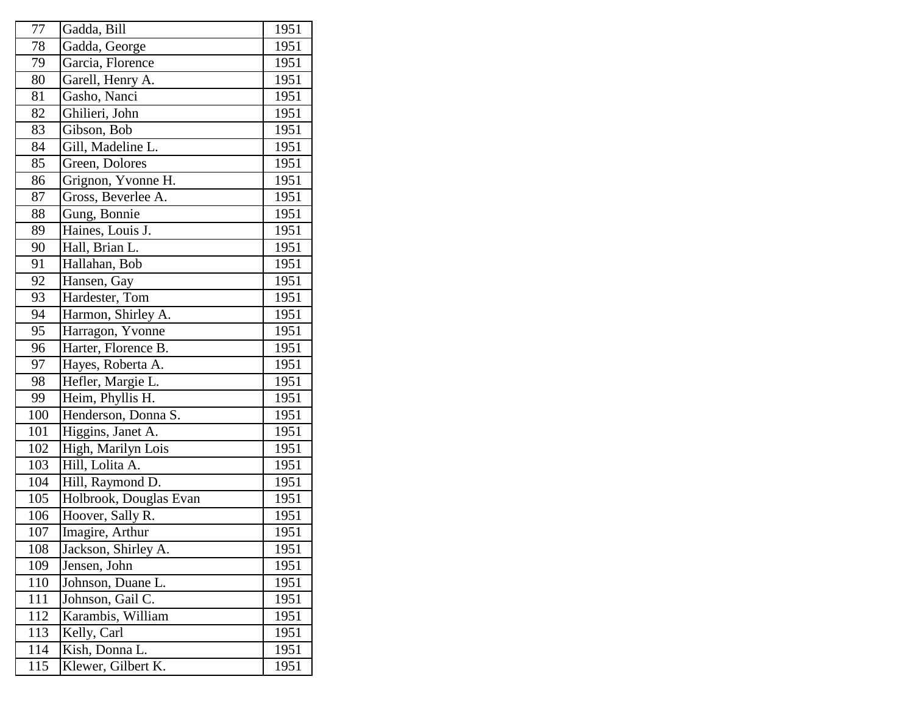| | | |
|---|---|---|
| 77 | Gadda, Bill | 1951 |
| 78 | Gadda, George | 1951 |
| 79 | Garcia, Florence | 1951 |
| 80 | Garell, Henry A. | 1951 |
| 81 | Gasho, Nanci | 1951 |
| 82 | Ghilieri, John | 1951 |
| 83 | Gibson, Bob | 1951 |
| 84 | Gill, Madeline L. | 1951 |
| 85 | Green, Dolores | 1951 |
| 86 | Grignon, Yvonne H. | 1951 |
| 87 | Gross, Beverlee A. | 1951 |
| 88 | Gung, Bonnie | 1951 |
| 89 | Haines, Louis J. | 1951 |
| 90 | Hall, Brian L. | 1951 |
| 91 | Hallahan, Bob | 1951 |
| 92 | Hansen, Gay | 1951 |
| 93 | Hardester, Tom | 1951 |
| 94 | Harmon, Shirley A. | 1951 |
| 95 | Harragon, Yvonne | 1951 |
| 96 | Harter, Florence B. | 1951 |
| 97 | Hayes, Roberta A. | 1951 |
| 98 | Hefler, Margie L. | 1951 |
| 99 | Heim, Phyllis H. | 1951 |
| 100 | Henderson, Donna S. | 1951 |
| 101 | Higgins, Janet A. | 1951 |
| 102 | High, Marilyn Lois | 1951 |
| 103 | Hill, Lolita A. | 1951 |
| 104 | Hill, Raymond D. | 1951 |
| 105 | Holbrook, Douglas Evan | 1951 |
| 106 | Hoover, Sally R. | 1951 |
| 107 | Imagire, Arthur | 1951 |
| 108 | Jackson, Shirley A. | 1951 |
| 109 | Jensen, John | 1951 |
| 110 | Johnson, Duane L. | 1951 |
| 111 | Johnson, Gail C. | 1951 |
| 112 | Karambis, William | 1951 |
| 113 | Kelly, Carl | 1951 |
| 114 | Kish, Donna L. | 1951 |
| 115 | Klewer, Gilbert K. | 1951 |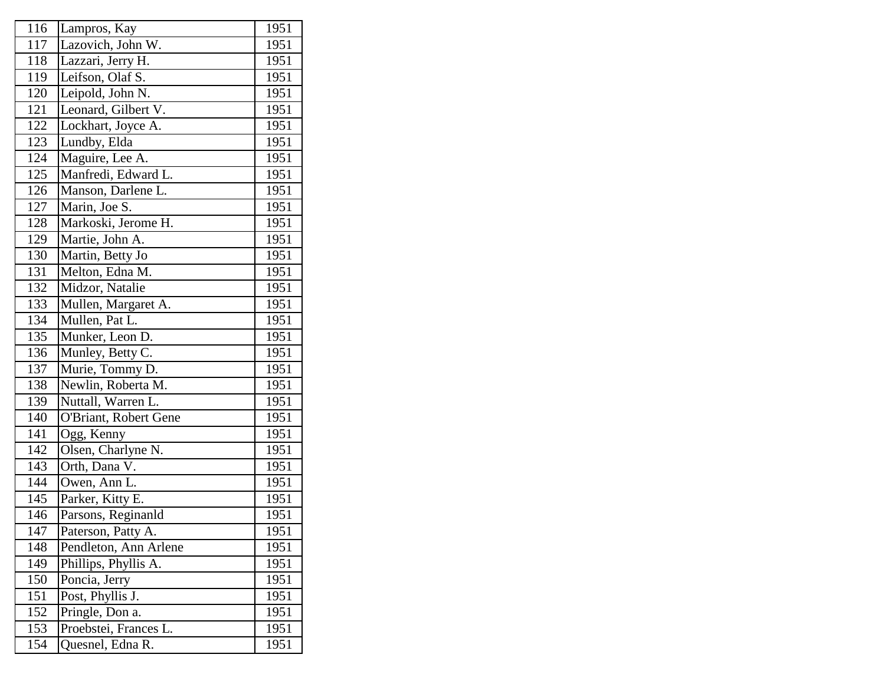| 116 | Lampros, Kay | 1951 |
|---|---|---|
| 117 | Lazovich, John W. | 1951 |
| 118 | Lazzari, Jerry H. | 1951 |
| 119 | Leifson, Olaf S. | 1951 |
| 120 | Leipold, John N. | 1951 |
| 121 | Leonard, Gilbert V. | 1951 |
| 122 | Lockhart, Joyce A. | 1951 |
| 123 | Lundby, Elda | 1951 |
| 124 | Maguire, Lee A. | 1951 |
| 125 | Manfredi, Edward L. | 1951 |
| 126 | Manson, Darlene L. | 1951 |
| 127 | Marin, Joe S. | 1951 |
| 128 | Markoski, Jerome H. | 1951 |
| 129 | Martie, John A. | 1951 |
| 130 | Martin, Betty Jo | 1951 |
| 131 | Melton, Edna M. | 1951 |
| 132 | Midzor, Natalie | 1951 |
| 133 | Mullen, Margaret A. | 1951 |
| 134 | Mullen, Pat L. | 1951 |
| 135 | Munker, Leon D. | 1951 |
| 136 | Munley, Betty C. | 1951 |
| 137 | Murie, Tommy D. | 1951 |
| 138 | Newlin, Roberta M. | 1951 |
| 139 | Nuttall, Warren L. | 1951 |
| 140 | O'Briant, Robert Gene | 1951 |
| 141 | Ogg, Kenny | 1951 |
| 142 | Olsen, Charlyne N. | 1951 |
| 143 | Orth, Dana V. | 1951 |
| 144 | Owen, Ann L. | 1951 |
| 145 | Parker, Kitty E. | 1951 |
| 146 | Parsons, Reginanld | 1951 |
| 147 | Paterson, Patty A. | 1951 |
| 148 | Pendleton, Ann Arlene | 1951 |
| 149 | Phillips, Phyllis A. | 1951 |
| 150 | Poncia, Jerry | 1951 |
| 151 | Post, Phyllis J. | 1951 |
| 152 | Pringle, Don a. | 1951 |
| 153 | Proebstei, Frances L. | 1951 |
| 154 | Quesnel, Edna R. | 1951 |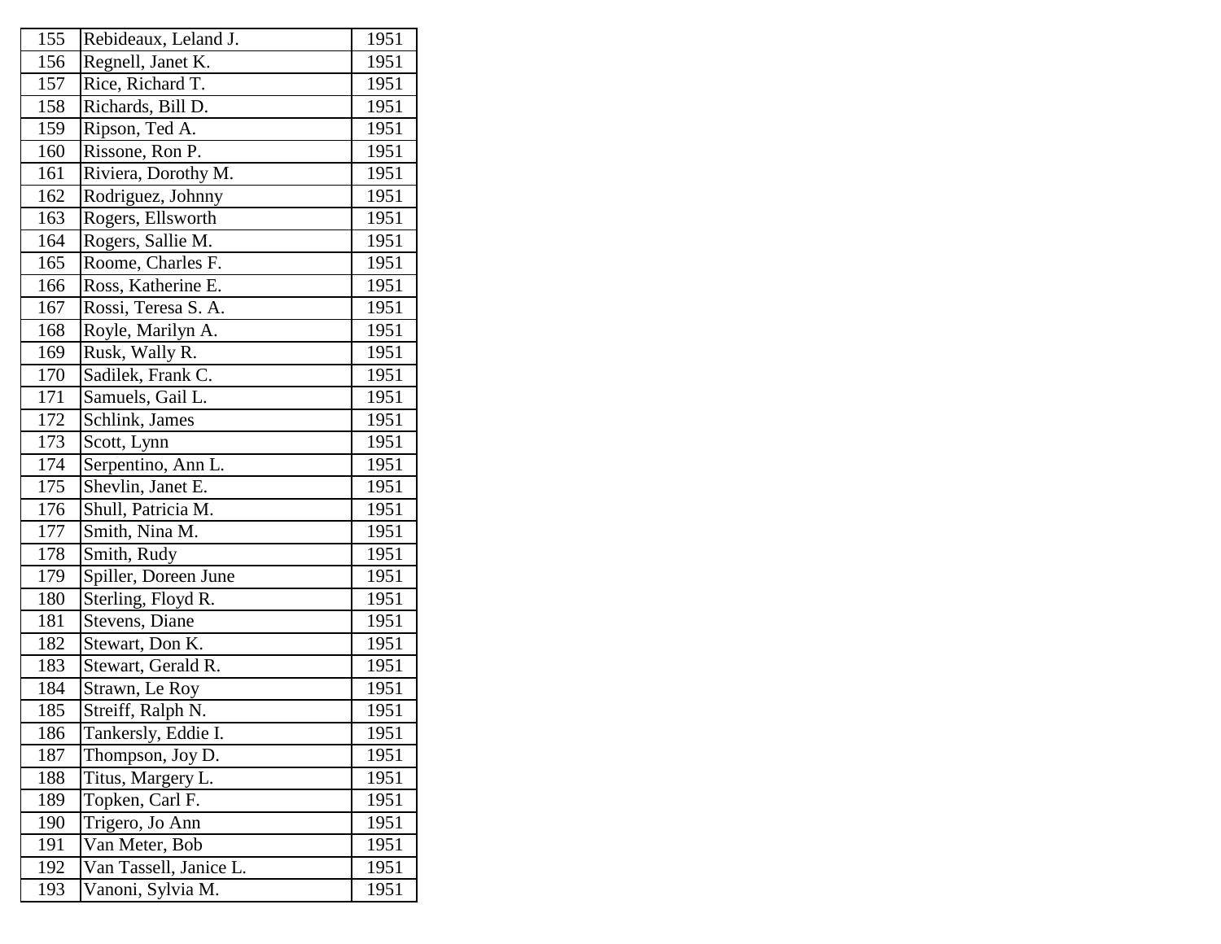| 155 | Rebideaux, Leland J. | 1951 |
|---|---|---|
| 156 | Regnell, Janet K. | 1951 |
| 157 | Rice, Richard T. | 1951 |
| 158 | Richards, Bill D. | 1951 |
| 159 | Ripson, Ted A. | 1951 |
| 160 | Rissone, Ron P. | 1951 |
| 161 | Riviera, Dorothy M. | 1951 |
| 162 | Rodriguez, Johnny | 1951 |
| 163 | Rogers, Ellsworth | 1951 |
| 164 | Rogers, Sallie M. | 1951 |
| 165 | Roome, Charles F. | 1951 |
| 166 | Ross, Katherine E. | 1951 |
| 167 | Rossi, Teresa S. A. | 1951 |
| 168 | Royle, Marilyn A. | 1951 |
| 169 | Rusk, Wally R. | 1951 |
| 170 | Sadilek, Frank C. | 1951 |
| 171 | Samuels, Gail L. | 1951 |
| 172 | Schlink, James | 1951 |
| 173 | Scott, Lynn | 1951 |
| 174 | Serpentino, Ann L. | 1951 |
| 175 | Shevlin, Janet E. | 1951 |
| 176 | Shull, Patricia M. | 1951 |
| 177 | Smith, Nina M. | 1951 |
| 178 | Smith, Rudy | 1951 |
| 179 | Spiller, Doreen June | 1951 |
| 180 | Sterling, Floyd R. | 1951 |
| 181 | Stevens, Diane | 1951 |
| 182 | Stewart, Don K. | 1951 |
| 183 | Stewart, Gerald R. | 1951 |
| 184 | Strawn, Le Roy | 1951 |
| 185 | Streiff, Ralph N. | 1951 |
| 186 | Tankersly, Eddie I. | 1951 |
| 187 | Thompson, Joy D. | 1951 |
| 188 | Titus, Margery L. | 1951 |
| 189 | Topken, Carl F. | 1951 |
| 190 | Trigero, Jo Ann | 1951 |
| 191 | Van Meter, Bob | 1951 |
| 192 | Van Tassell, Janice L. | 1951 |
| 193 | Vanoni, Sylvia M. | 1951 |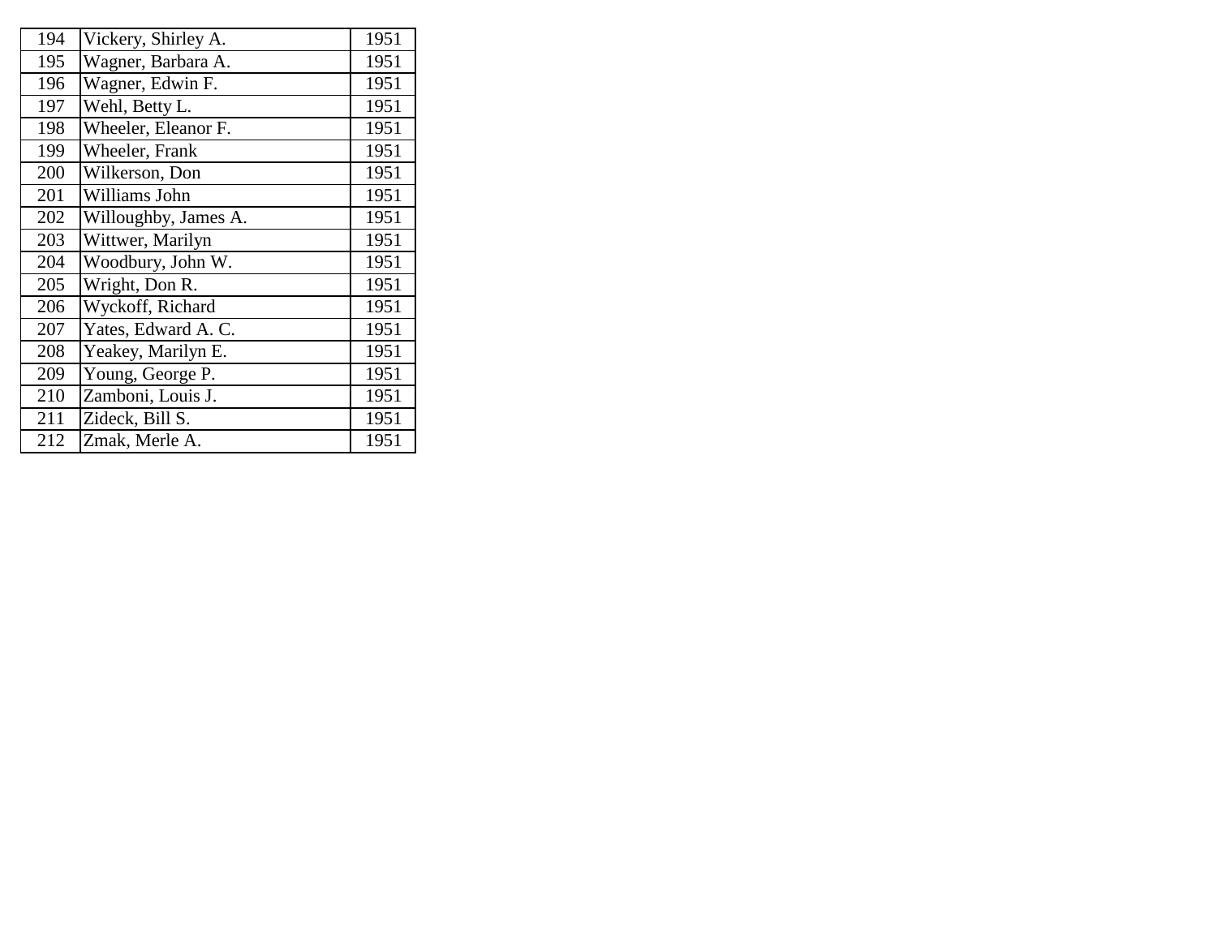| | | |
|---|---|---|
| 194 | Vickery, Shirley A. | 1951 |
| 195 | Wagner, Barbara A. | 1951 |
| 196 | Wagner, Edwin F. | 1951 |
| 197 | Wehl, Betty L. | 1951 |
| 198 | Wheeler, Eleanor F. | 1951 |
| 199 | Wheeler, Frank | 1951 |
| 200 | Wilkerson, Don | 1951 |
| 201 | Williams John | 1951 |
| 202 | Willoughby, James A. | 1951 |
| 203 | Wittwer, Marilyn | 1951 |
| 204 | Woodbury, John W. | 1951 |
| 205 | Wright, Don R. | 1951 |
| 206 | Wyckoff, Richard | 1951 |
| 207 | Yates, Edward A. C. | 1951 |
| 208 | Yeakey, Marilyn E. | 1951 |
| 209 | Young, George P. | 1951 |
| 210 | Zamboni, Louis J. | 1951 |
| 211 | Zideck, Bill S. | 1951 |
| 212 | Zmak, Merle A. | 1951 |